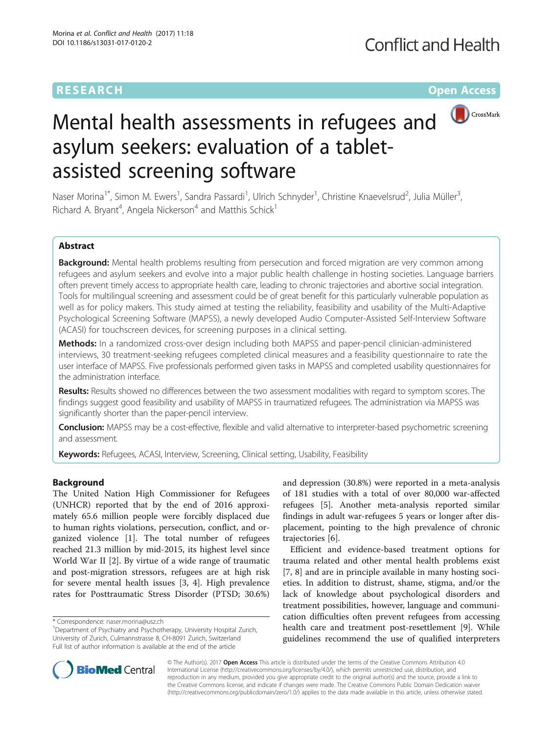RESEARCH

Open Access

# Mental health assessments in refugees and asylum seekers: evaluation of a tablet-assisted screening software

Naser Morina[1*], Simon M. Ewers[1], Sandra Passardi[1], Ulrich Schnyder[1], Christine Knaevelsrud[2], Julia Müller[3], Richard A. Bryant[4], Angela Nickerson[4] and Matthis Schick[1]

## Abstract

**Background:** Mental health problems resulting from persecution and forced migration are very common among refugees and asylum seekers and evolve into a major public health challenge in hosting societies. Language barriers often prevent timely access to appropriate health care, leading to chronic trajectories and abortive social integration. Tools for multilingual screening and assessment could be of great benefit for this particularly vulnerable population as well as for policy makers. This study aimed at testing the reliability, feasibility and usability of the Multi-Adaptive Psychological Screening Software (MAPSS), a newly developed Audio Computer-Assisted Self-Interview Software (ACASI) for touchscreen devices, for screening purposes in a clinical setting.

**Methods:** In a randomized cross-over design including both MAPSS and paper-pencil clinician-administered interviews, 30 treatment-seeking refugees completed clinical measures and a feasibility questionnaire to rate the user interface of MAPSS. Five professionals performed given tasks in MAPSS and completed usability questionnaires for the administration interface.

**Results:** Results showed no differences between the two assessment modalities with regard to symptom scores. The findings suggest good feasibility and usability of MAPSS in traumatized refugees. The administration via MAPSS was significantly shorter than the paper-pencil interview.

**Conclusion:** MAPSS may be a cost-effective, flexible and valid alternative to interpreter-based psychometric screening and assessment.

**Keywords:** Refugees, ACASI, Interview, Screening, Clinical setting, Usability, Feasibility

## Background

The United Nation High Commissioner for Refugees (UNHCR) reported that by the end of 2016 approximately 65.6 million people were forcibly displaced due to human rights violations, persecution, conflict, and organized violence [1]. The total number of refugees reached 21.3 million by mid-2015, its highest level since World War II [2]. By virtue of a wide range of traumatic and post-migration stressors, refugees are at high risk for severe mental health issues [3, 4]. High prevalence rates for Posttraumatic Stress Disorder (PTSD; 30.6%) and depression (30.8%) were reported in a meta-analysis of 181 studies with a total of over 80,000 war-affected refugees [5]. Another meta-analysis reported similar findings in adult war-refugees 5 years or longer after displacement, pointing to the high prevalence of chronic trajectories [6].

Efficient and evidence-based treatment options for trauma related and other mental health problems exist [7, 8] and are in principle available in many hosting societies. In addition to distrust, shame, stigma, and/or the lack of knowledge about psychological disorders and treatment possibilities, however, language and communication difficulties often prevent refugees from accessing health care and treatment post-resettlement [9]. While guidelines recommend the use of qualified interpreters

\* Correspondence: naser.morina@usz.ch
[1]Department of Psychiatry and Psychotherapy, University Hospital Zurich, University of Zurich, Culmannstrasse 8, CH-8091 Zurich, Switzerland
Full list of author information is available at the end of the article

© The Author(s). 2017 **Open Access** This article is distributed under the terms of the Creative Commons Attribution 4.0 International License (http://creativecommons.org/licenses/by/4.0/), which permits unrestricted use, distribution, and reproduction in any medium, provided you give appropriate credit to the original author(s) and the source, provide a link to the Creative Commons license, and indicate if changes were made. The Creative Commons Public Domain Dedication waiver (http://creativecommons.org/publicdomain/zero/1.0/) applies to the data made available in this article, unless otherwise stated.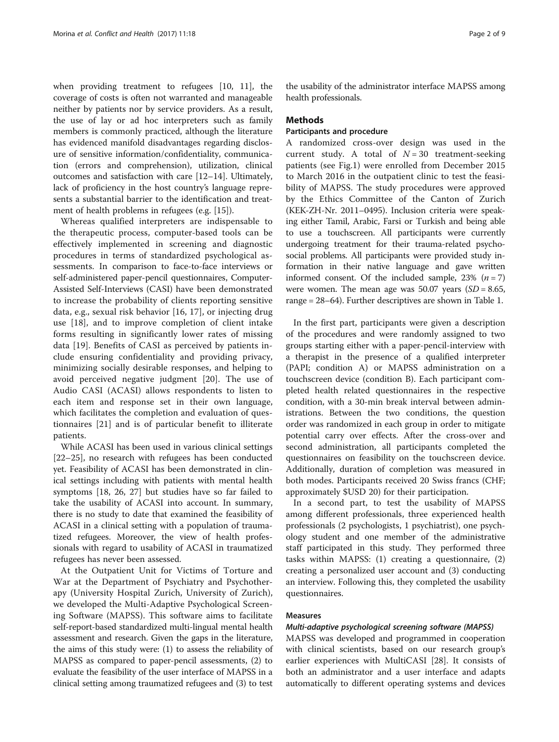when providing treatment to refugees [10, 11], the coverage of costs is often not warranted and manageable neither by patients nor by service providers. As a result, the use of lay or ad hoc interpreters such as family members is commonly practiced, although the literature has evidenced manifold disadvantages regarding disclosure of sensitive information/confidentiality, communication (errors and comprehension), utilization, clinical outcomes and satisfaction with care [12–14]. Ultimately, lack of proficiency in the host country's language represents a substantial barrier to the identification and treatment of health problems in refugees (e.g. [15]).

Whereas qualified interpreters are indispensable to the therapeutic process, computer-based tools can be effectively implemented in screening and diagnostic procedures in terms of standardized psychological assessments. In comparison to face-to-face interviews or self-administered paper-pencil questionnaires, Computer-Assisted Self-Interviews (CASI) have been demonstrated to increase the probability of clients reporting sensitive data, e.g., sexual risk behavior [16, 17], or injecting drug use [18], and to improve completion of client intake forms resulting in significantly lower rates of missing data [19]. Benefits of CASI as perceived by patients include ensuring confidentiality and providing privacy, minimizing socially desirable responses, and helping to avoid perceived negative judgment [20]. The use of Audio CASI (ACASI) allows respondents to listen to each item and response set in their own language, which facilitates the completion and evaluation of questionnaires [21] and is of particular benefit to illiterate patients.

While ACASI has been used in various clinical settings [22–25], no research with refugees has been conducted yet. Feasibility of ACASI has been demonstrated in clinical settings including with patients with mental health symptoms [18, 26, 27] but studies have so far failed to take the usability of ACASI into account. In summary, there is no study to date that examined the feasibility of ACASI in a clinical setting with a population of traumatized refugees. Moreover, the view of health professionals with regard to usability of ACASI in traumatized refugees has never been assessed.

At the Outpatient Unit for Victims of Torture and War at the Department of Psychiatry and Psychotherapy (University Hospital Zurich, University of Zurich), we developed the Multi-Adaptive Psychological Screening Software (MAPSS). This software aims to facilitate self-report-based standardized multi-lingual mental health assessment and research. Given the gaps in the literature, the aims of this study were: (1) to assess the reliability of MAPSS as compared to paper-pencil assessments, (2) to evaluate the feasibility of the user interface of MAPSS in a clinical setting among traumatized refugees and (3) to test the usability of the administrator interface MAPSS among health professionals.

## Methods

### Participants and procedure

A randomized cross-over design was used in the current study. A total of $N = 30$ treatment-seeking patients (see Fig.1) were enrolled from December 2015 to March 2016 in the outpatient clinic to test the feasibility of MAPSS. The study procedures were approved by the Ethics Committee of the Canton of Zurich (KEK-ZH-Nr. 2011–0495). Inclusion criteria were speaking either Tamil, Arabic, Farsi or Turkish and being able to use a touchscreen. All participants were currently undergoing treatment for their trauma-related psychosocial problems. All participants were provided study information in their native language and gave written informed consent. Of the included sample, 23% ($n = 7$) were women. The mean age was 50.07 years ($SD = 8.65$, range = 28–64). Further descriptives are shown in Table 1.

In the first part, participants were given a description of the procedures and were randomly assigned to two groups starting either with a paper-pencil-interview with a therapist in the presence of a qualified interpreter (PAPI; condition A) or MAPSS administration on a touchscreen device (condition B). Each participant completed health related questionnaires in the respective condition, with a 30-min break interval between administrations. Between the two conditions, the question order was randomized in each group in order to mitigate potential carry over effects. After the cross-over and second administration, all participants completed the questionnaires on feasibility on the touchscreen device. Additionally, duration of completion was measured in both modes. Participants received 20 Swiss francs (CHF; approximately $USD 20) for their participation.

In a second part, to test the usability of MAPSS among different professionals, three experienced health professionals (2 psychologists, 1 psychiatrist), one psychology student and one member of the administrative staff participated in this study. They performed three tasks within MAPSS: (1) creating a questionnaire, (2) creating a personalized user account and (3) conducting an interview. Following this, they completed the usability questionnaires.

### Measures

#### *Multi-adaptive psychological screening software (MAPSS)*

MAPSS was developed and programmed in cooperation with clinical scientists, based on our research group's earlier experiences with MultiCASI [28]. It consists of both an administrator and a user interface and adapts automatically to different operating systems and devices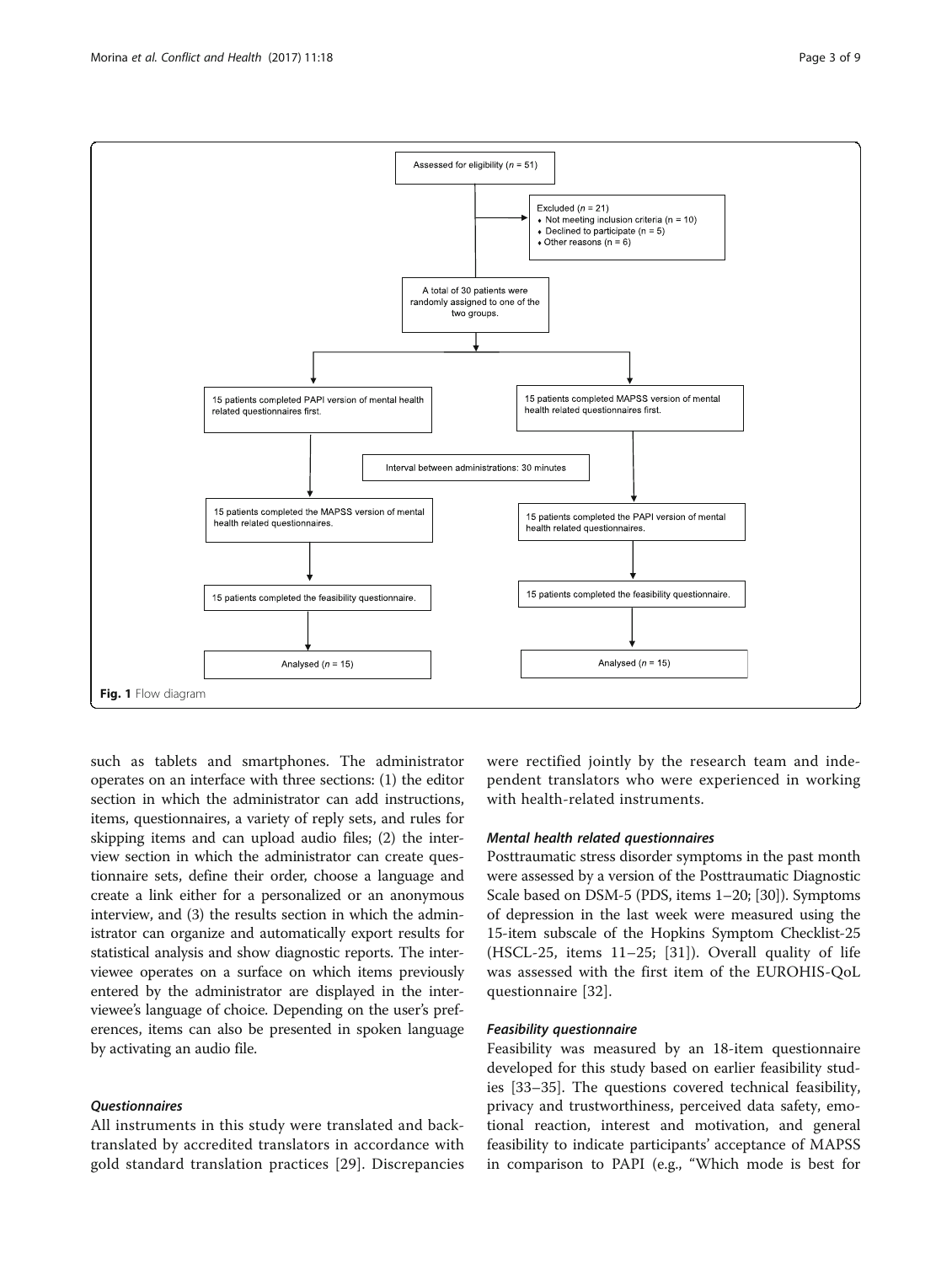Assessed for eligibility ($n$ = 51)

Excluded ($n$ = 21)
- Not meeting inclusion criteria (n = 10)
- Declined to participate (n = 5)
- Other reasons (n = 6)

A total of 30 patients were randomly assigned to one of the two groups.

15 patients completed PAPI version of mental health related questionnaires first.

15 patients completed MAPSS version of mental health related questionnaires first.

Interval between administrations: 30 minutes

15 patients completed the MAPSS version of mental health related questionnaires.

15 patients completed the PAPI version of mental health related questionnaires.

15 patients completed the feasibility questionnaire.

15 patients completed the feasibility questionnaire.

Analysed ($n$ = 15)

Analysed ($n$ = 15)

**Fig. 1** Flow diagram

such as tablets and smartphones. The administrator operates on an interface with three sections: (1) the editor section in which the administrator can add instructions, items, questionnaires, a variety of reply sets, and rules for skipping items and can upload audio files; (2) the interview section in which the administrator can create questionnaire sets, define their order, choose a language and create a link either for a personalized or an anonymous interview, and (3) the results section in which the administrator can organize and automatically export results for statistical analysis and show diagnostic reports. The interviewee operates on a surface on which items previously entered by the administrator are displayed in the interviewee's language of choice. Depending on the user's preferences, items can also be presented in spoken language by activating an audio file.

### *Questionnaires*

All instruments in this study were translated and back-translated by accredited translators in accordance with gold standard translation practices [29]. Discrepancies were rectified jointly by the research team and independent translators who were experienced in working with health-related instruments.

#### *Mental health related questionnaires*

Posttraumatic stress disorder symptoms in the past month were assessed by a version of the Posttraumatic Diagnostic Scale based on DSM-5 (PDS, items 1–20; [30]). Symptoms of depression in the last week were measured using the 15-item subscale of the Hopkins Symptom Checklist-25 (HSCL-25, items 11–25; [31]). Overall quality of life was assessed with the first item of the EUROHIS-QoL questionnaire [32].

#### *Feasibility questionnaire*

Feasibility was measured by an 18-item questionnaire developed for this study based on earlier feasibility studies [33–35]. The questions covered technical feasibility, privacy and trustworthiness, perceived data safety, emotional reaction, interest and motivation, and general feasibility to indicate participants' acceptance of MAPSS in comparison to PAPI (e.g., "Which mode is best for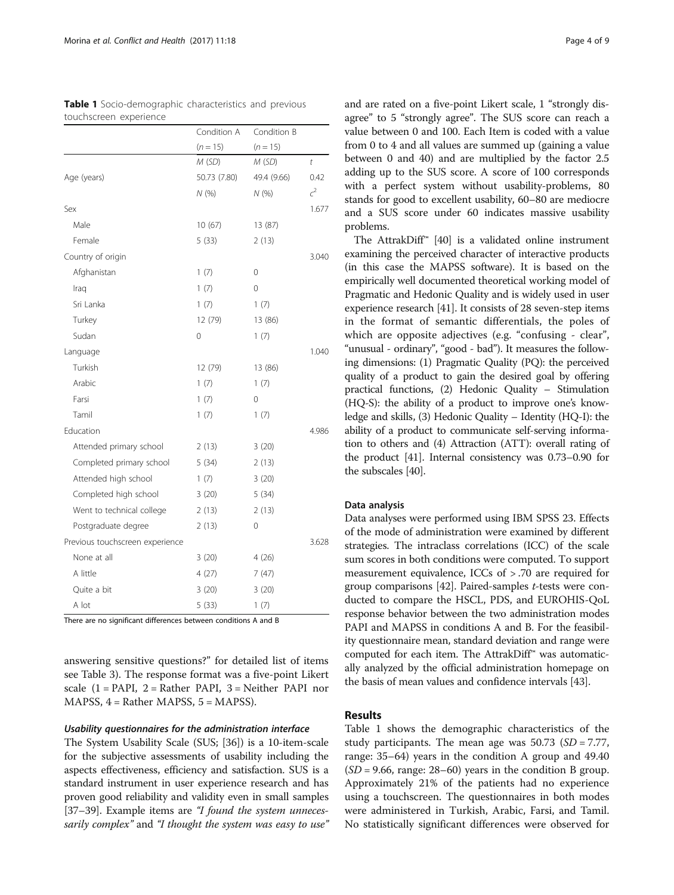**Table 1** Socio-demographic characteristics and previous touchscreen experience

| | Condition A | Condition B | |
|---|---|---|---|
| | ($n$ = 15) | ($n$ = 15) | |
| | *M* (*SD*) | *M* (*SD*) | *t* |
| Age (years) | 50.73 (7.80) | 49.4 (9.66) | 0.42 |
| | *N* (%) | *N* (%) | $c^2$ |
| Sex | | | 1.677 |
| Male | 10 (67) | 13 (87) | |
| Female | 5 (33) | 2 (13) | |
| Country of origin | | | 3.040 |
| Afghanistan | 1 (7) | 0 | |
| Iraq | 1 (7) | 0 | |
| Sri Lanka | 1 (7) | 1 (7) | |
| Turkey | 12 (79) | 13 (86) | |
| Sudan | 0 | 1 (7) | |
| Language | | | 1.040 |
| Turkish | 12 (79) | 13 (86) | |
| Arabic | 1 (7) | 1 (7) | |
| Farsi | 1 (7) | 0 | |
| Tamil | 1 (7) | 1 (7) | |
| Education | | | 4.986 |
| Attended primary school | 2 (13) | 3 (20) | |
| Completed primary school | 5 (34) | 2 (13) | |
| Attended high school | 1 (7) | 3 (20) | |
| Completed high school | 3 (20) | 5 (34) | |
| Went to technical college | 2 (13) | 2 (13) | |
| Postgraduate degree | 2 (13) | 0 | |
| Previous touchscreen experience | | | 3.628 |
| None at all | 3 (20) | 4 (26) | |
| A little | 4 (27) | 7 (47) | |
| Quite a bit | 3 (20) | 3 (20) | |
| A lot | 5 (33) | 1 (7) | |

There are no significant differences between conditions A and B

answering sensitive questions?" for detailed list of items see Table 3). The response format was a five-point Likert scale (1 = PAPI, 2 = Rather PAPI, 3 = Neither PAPI nor MAPSS, 4 = Rather MAPSS, 5 = MAPSS).

#### *Usability questionnaires for the administration interface*

The System Usability Scale (SUS; [36]) is a 10-item-scale for the subjective assessments of usability including the aspects effectiveness, efficiency and satisfaction. SUS is a standard instrument in user experience research and has proven good reliability and validity even in small samples [37–39]. Example items are *"I found the system unnecessarily complex"* and *"I thought the system was easy to use"* and are rated on a five-point Likert scale, 1 "strongly disagree" to 5 "strongly agree". The SUS score can reach a value between 0 and 100. Each Item is coded with a value from 0 to 4 and all values are summed up (gaining a value between 0 and 40) and are multiplied by the factor 2.5 adding up to the SUS score. A score of 100 corresponds with a perfect system without usability-problems, 80 stands for good to excellent usability, 60–80 are mediocre and a SUS score under 60 indicates massive usability problems.

The AttrakDiff™ [40] is a validated online instrument examining the perceived character of interactive products (in this case the MAPSS software). It is based on the empirically well documented theoretical working model of Pragmatic and Hedonic Quality and is widely used in user experience research [41]. It consists of 28 seven-step items in the format of semantic differentials, the poles of which are opposite adjectives (e.g. "confusing - clear", "unusual - ordinary", "good - bad"). It measures the following dimensions: (1) Pragmatic Quality (PQ): the perceived quality of a product to gain the desired goal by offering practical functions, (2) Hedonic Quality – Stimulation (HQ-S): the ability of a product to improve one's knowledge and skills, (3) Hedonic Quality – Identity (HQ-I): the ability of a product to communicate self-serving information to others and (4) Attraction (ATT): overall rating of the product [41]. Internal consistency was 0.73–0.90 for the subscales [40].

### Data analysis

Data analyses were performed using IBM SPSS 23. Effects of the mode of administration were examined by different strategies. The intraclass correlations (ICC) of the scale sum scores in both conditions were computed. To support measurement equivalence, ICCs of > .70 are required for group comparisons [42]. Paired-samples *t*-tests were conducted to compare the HSCL, PDS, and EUROHIS-QoL response behavior between the two administration modes PAPI and MAPSS in conditions A and B. For the feasibility questionnaire mean, standard deviation and range were computed for each item. The AttrakDiff™ was automatically analyzed by the official administration homepage on the basis of mean values and confidence intervals [43].

## Results

Table 1 shows the demographic characteristics of the study participants. The mean age was 50.73 (*SD* = 7.77, range: 35–64) years in the condition A group and 49.40 (*SD* = 9.66, range: 28–60) years in the condition B group. Approximately 21% of the patients had no experience using a touchscreen. The questionnaires in both modes were administered in Turkish, Arabic, Farsi, and Tamil. No statistically significant differences were observed for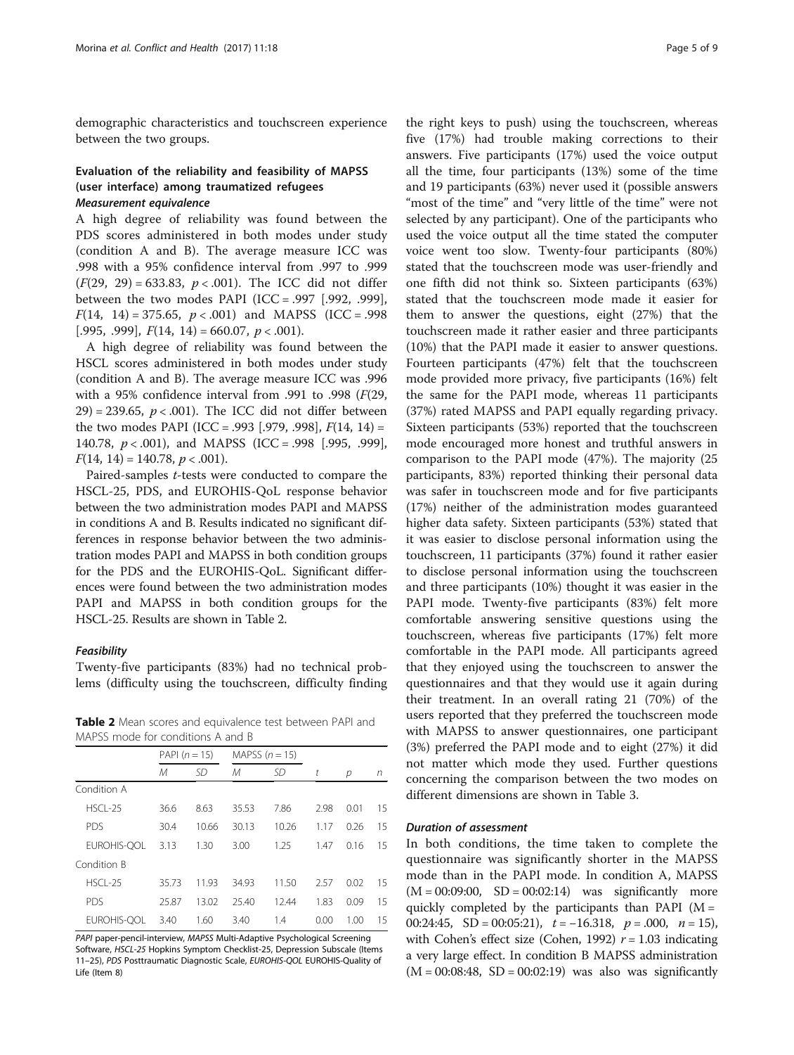demographic characteristics and touchscreen experience between the two groups.

## Evaluation of the reliability and feasibility of MAPSS (user interface) among traumatized refugees

### *Measurement equivalence*

A high degree of reliability was found between the PDS scores administered in both modes under study (condition A and B). The average measure ICC was .998 with a 95% confidence interval from .997 to .999 ($F(29, 29) = 633.83$, $p < .001$). The ICC did not differ between the two modes PAPI (ICC = .997 [.992, .999], $F(14, 14) = 375.65$, $p < .001$) and MAPSS (ICC = .998 [.995, .999], $F(14, 14) = 660.07$, $p < .001$).

A high degree of reliability was found between the HSCL scores administered in both modes under study (condition A and B). The average measure ICC was .996 with a 95% confidence interval from .991 to .998 ($F(29, 29) = 239.65$, $p < .001$). The ICC did not differ between the two modes PAPI (ICC = .993 [.979, .998], $F(14, 14) = 140.78$, $p < .001$), and MAPSS (ICC = .998 [.995, .999], $F(14, 14) = 140.78$, $p < .001$).

Paired-samples *t*-tests were conducted to compare the HSCL-25, PDS, and EUROHIS-QoL response behavior between the two administration modes PAPI and MAPSS in conditions A and B. Results indicated no significant differences in response behavior between the two administration modes PAPI and MAPSS in both condition groups for the PDS and the EUROHIS-QoL. Significant differences were found between the two administration modes PAPI and MAPSS in both condition groups for the HSCL-25. Results are shown in Table 2.

**Table 2** Mean scores and equivalence test between PAPI and MAPSS mode for conditions A and B

| | PAPI ($n = 15$) | | MAPSS ($n = 15$) | | | | |
|---|---|---|---|---|---|---|---|
| | *M* | *SD* | *M* | *SD* | *t* | *p* | *n* |
| Condition A | | | | | | | |
| HSCL-25 | 36.6 | 8.63 | 35.53 | 7.86 | 2.98 | 0.01 | 15 |
| PDS | 30.4 | 10.66 | 30.13 | 10.26 | 1.17 | 0.26 | 15 |
| EUROHIS-QOL | 3.13 | 1.30 | 3.00 | 1.25 | 1.47 | 0.16 | 15 |
| Condition B | | | | | | | |
| HSCL-25 | 35.73 | 11.93 | 34.93 | 11.50 | 2.57 | 0.02 | 15 |
| PDS | 25.87 | 13.02 | 25.40 | 12.44 | 1.83 | 0.09 | 15 |
| EUROHIS-QOL | 3.40 | 1.60 | 3.40 | 1.4 | 0.00 | 1.00 | 15 |

*PAPI* paper-pencil-interview, *MAPSS* Multi-Adaptive Psychological Screening Software, *HSCL-25* Hopkins Symptom Checklist-25, Depression Subscale (Items 11–25), *PDS* Posttraumatic Diagnostic Scale, *EUROHIS-QOL* EUROHIS-Quality of Life (Item 8)

### *Feasibility*

Twenty-five participants (83%) had no technical problems (difficulty using the touchscreen, difficulty finding the right keys to push) using the touchscreen, whereas five (17%) had trouble making corrections to their answers. Five participants (17%) used the voice output all the time, four participants (13%) some of the time and 19 participants (63%) never used it (possible answers "most of the time" and "very little of the time" were not selected by any participant). One of the participants who used the voice output all the time stated the computer voice went too slow. Twenty-four participants (80%) stated that the touchscreen mode was user-friendly and one fifth did not think so. Sixteen participants (63%) stated that the touchscreen mode made it easier for them to answer the questions, eight (27%) that the touchscreen made it rather easier and three participants (10%) that the PAPI made it easier to answer questions. Fourteen participants (47%) felt that the touchscreen mode provided more privacy, five participants (16%) felt the same for the PAPI mode, whereas 11 participants (37%) rated MAPSS and PAPI equally regarding privacy. Sixteen participants (53%) reported that the touchscreen mode encouraged more honest and truthful answers in comparison to the PAPI mode (47%). The majority (25 participants, 83%) reported thinking their personal data was safer in touchscreen mode and for five participants (17%) neither of the administration modes guaranteed higher data safety. Sixteen participants (53%) stated that it was easier to disclose personal information using the touchscreen, 11 participants (37%) found it rather easier to disclose personal information using the touchscreen and three participants (10%) thought it was easier in the PAPI mode. Twenty-five participants (83%) felt more comfortable answering sensitive questions using the touchscreen, whereas five participants (17%) felt more comfortable in the PAPI mode. All participants agreed that they enjoyed using the touchscreen to answer the questionnaires and that they would use it again during their treatment. In an overall rating 21 (70%) of the users reported that they preferred the touchscreen mode with MAPSS to answer questionnaires, one participant (3%) preferred the PAPI mode and to eight (27%) it did not matter which mode they used. Further questions concerning the comparison between the two modes on different dimensions are shown in Table 3.

### *Duration of assessment*

In both conditions, the time taken to complete the questionnaire was significantly shorter in the MAPSS mode than in the PAPI mode. In condition A, MAPSS (M = 00:09:00, SD = 00:02:14) was significantly more quickly completed by the participants than PAPI (M = 00:24:45, SD = 00:05:21), $t = -16.318$, $p = .000$, $n = 15$), with Cohen's effect size (Cohen, 1992) $r = 1.03$ indicating a very large effect. In condition B MAPSS administration (M = 00:08:48, SD = 00:02:19) was also was significantly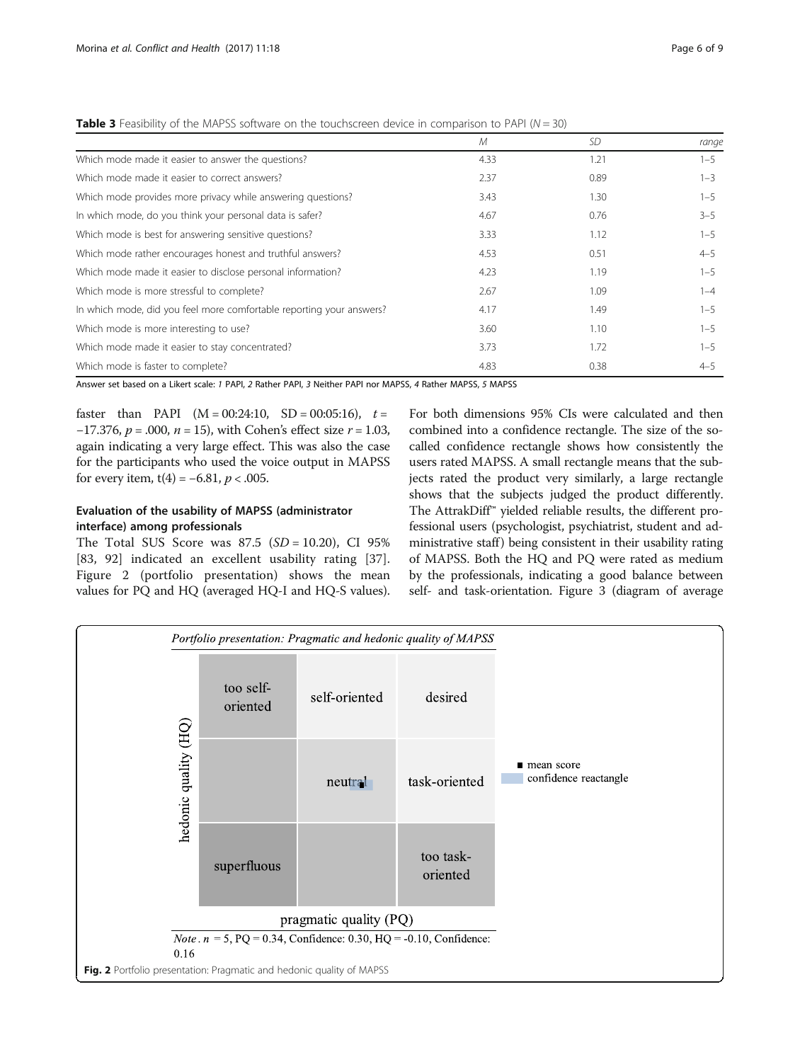**Table 3** Feasibility of the MAPSS software on the touchscreen device in comparison to PAPI ($N = 30$)

| | *M* | *SD* | *range* |
|---|---|---|---|
| Which mode made it easier to answer the questions? | 4.33 | 1.21 | 1–5 |
| Which mode made it easier to correct answers? | 2.37 | 0.89 | 1–3 |
| Which mode provides more privacy while answering questions? | 3.43 | 1.30 | 1–5 |
| In which mode, do you think your personal data is safer? | 4.67 | 0.76 | 3–5 |
| Which mode is best for answering sensitive questions? | 3.33 | 1.12 | 1–5 |
| Which mode rather encourages honest and truthful answers? | 4.53 | 0.51 | 4–5 |
| Which mode made it easier to disclose personal information? | 4.23 | 1.19 | 1–5 |
| Which mode is more stressful to complete? | 2.67 | 1.09 | 1–4 |
| In which mode, did you feel more comfortable reporting your answers? | 4.17 | 1.49 | 1–5 |
| Which mode is more interesting to use? | 3.60 | 1.10 | 1–5 |
| Which mode made it easier to stay concentrated? | 3.73 | 1.72 | 1–5 |
| Which mode is faster to complete? | 4.83 | 0.38 | 4–5 |

Answer set based on a Likert scale: *1* PAPI, *2* Rather PAPI, *3* Neither PAPI nor MAPSS, *4* Rather MAPSS, *5* MAPSS

faster than PAPI (M = 00:24:10, SD = 00:05:16), $t = -17.376$, $p = .000$, $n = 15$), with Cohen's effect size $r = 1.03$, again indicating a very large effect. This was also the case for the participants who used the voice output in MAPSS for every item, $t(4) = -6.81$, $p < .005$.

### Evaluation of the usability of MAPSS (administrator interface) among professionals

The Total SUS Score was 87.5 (*SD* = 10.20), CI 95% [83, 92] indicated an excellent usability rating [37]. Figure 2 (portfolio presentation) shows the mean values for PQ and HQ (averaged HQ-I and HQ-S values). For both dimensions 95% CIs were calculated and then combined into a confidence rectangle. The size of the so-called confidence rectangle shows how consistently the users rated MAPSS. A small rectangle means that the subjects rated the product very similarly, a large rectangle shows that the subjects judged the product differently. The AttrakDiff™ yielded reliable results, the different professional users (psychologist, psychiatrist, student and administrative staff) being consistent in their usability rating of MAPSS. Both the HQ and PQ were rated as medium by the professionals, indicating a good balance between self- and task-orientation. Figure 3 (diagram of average

*Portfolio presentation: Pragmatic and hedonic quality of MAPSS*

| hedonic quality (HQ) | | | |
|---|---|---|---|
| | too self-oriented | self-oriented | desired |
| | | neutral | task-oriented |
| | superfluous | | too task-oriented |

pragmatic quality (PQ)

■ mean score
confidence reactangle

*Note*. $n = 5$, PQ = 0.34, Confidence: 0.30, HQ = -0.10, Confidence: 0.16

**Fig. 2** Portfolio presentation: Pragmatic and hedonic quality of MAPSS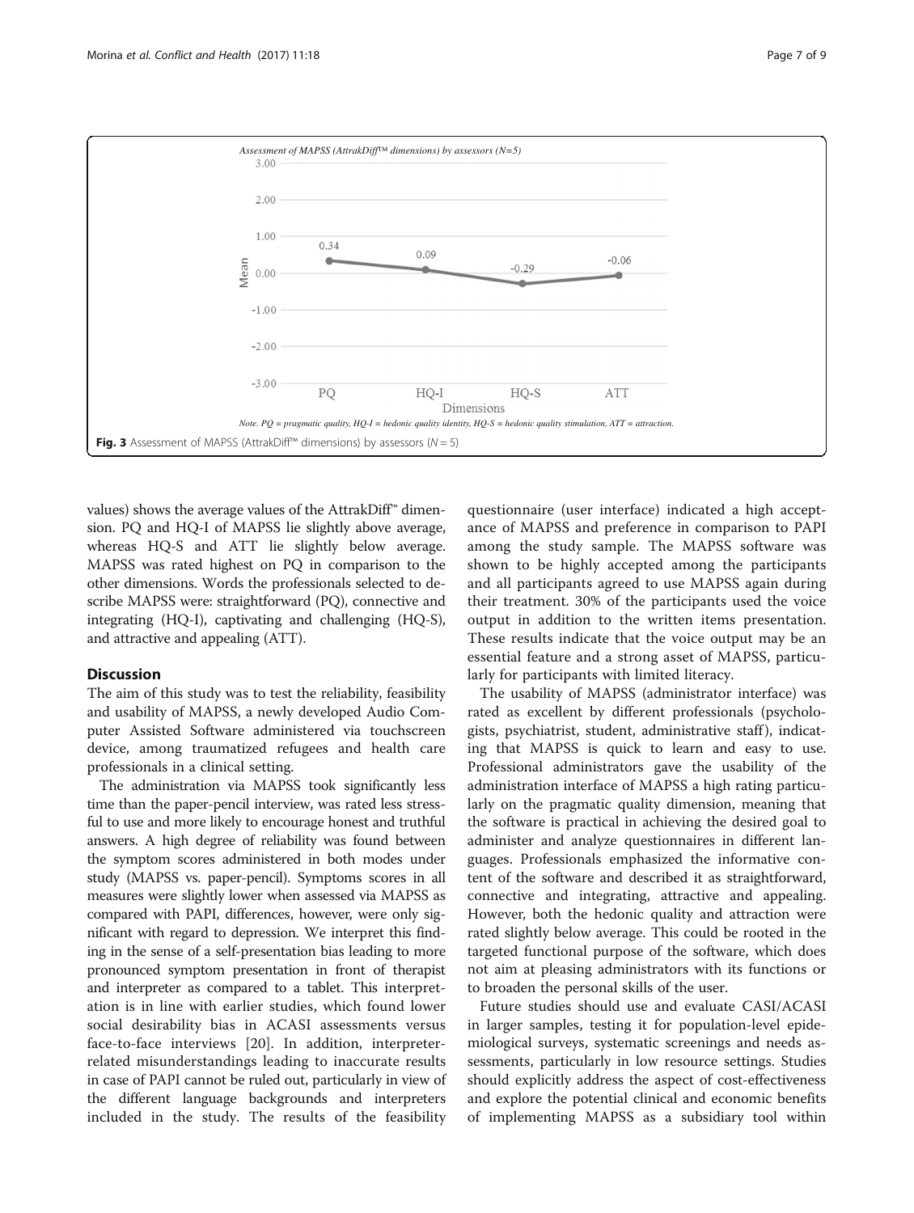**Fig. 3** Assessment of MAPSS (AttrakDiff™ dimensions) by assessors ($N = 5$)

values) shows the average values of the AttrakDiff™ dimension. PQ and HQ-I of MAPSS lie slightly above average, whereas HQ-S and ATT lie slightly below average. MAPSS was rated highest on PQ in comparison to the other dimensions. Words the professionals selected to describe MAPSS were: straightforward (PQ), connective and integrating (HQ-I), captivating and challenging (HQ-S), and attractive and appealing (ATT).

## Discussion

The aim of this study was to test the reliability, feasibility and usability of MAPSS, a newly developed Audio Computer Assisted Software administered via touchscreen device, among traumatized refugees and health care professionals in a clinical setting.

The administration via MAPSS took significantly less time than the paper-pencil interview, was rated less stressful to use and more likely to encourage honest and truthful answers. A high degree of reliability was found between the symptom scores administered in both modes under study (MAPSS vs. paper-pencil). Symptoms scores in all measures were slightly lower when assessed via MAPSS as compared with PAPI, differences, however, were only significant with regard to depression. We interpret this finding in the sense of a self-presentation bias leading to more pronounced symptom presentation in front of therapist and interpreter as compared to a tablet. This interpretation is in line with earlier studies, which found lower social desirability bias in ACASI assessments versus face-to-face interviews [20]. In addition, interpreter-related misunderstandings leading to inaccurate results in case of PAPI cannot be ruled out, particularly in view of the different language backgrounds and interpreters included in the study. The results of the feasibility questionnaire (user interface) indicated a high acceptance of MAPSS and preference in comparison to PAPI among the study sample. The MAPSS software was shown to be highly accepted among the participants and all participants agreed to use MAPSS again during their treatment. 30% of the participants used the voice output in addition to the written items presentation. These results indicate that the voice output may be an essential feature and a strong asset of MAPSS, particularly for participants with limited literacy.

The usability of MAPSS (administrator interface) was rated as excellent by different professionals (psychologists, psychiatrist, student, administrative staff), indicating that MAPSS is quick to learn and easy to use. Professional administrators gave the usability of the administration interface of MAPSS a high rating particularly on the pragmatic quality dimension, meaning that the software is practical in achieving the desired goal to administer and analyze questionnaires in different languages. Professionals emphasized the informative content of the software and described it as straightforward, connective and integrating, attractive and appealing. However, both the hedonic quality and attraction were rated slightly below average. This could be rooted in the targeted functional purpose of the software, which does not aim at pleasing administrators with its functions or to broaden the personal skills of the user.

Future studies should use and evaluate CASI/ACASI in larger samples, testing it for population-level epidemiological surveys, systematic screenings and needs assessments, particularly in low resource settings. Studies should explicitly address the aspect of cost-effectiveness and explore the potential clinical and economic benefits of implementing MAPSS as a subsidiary tool within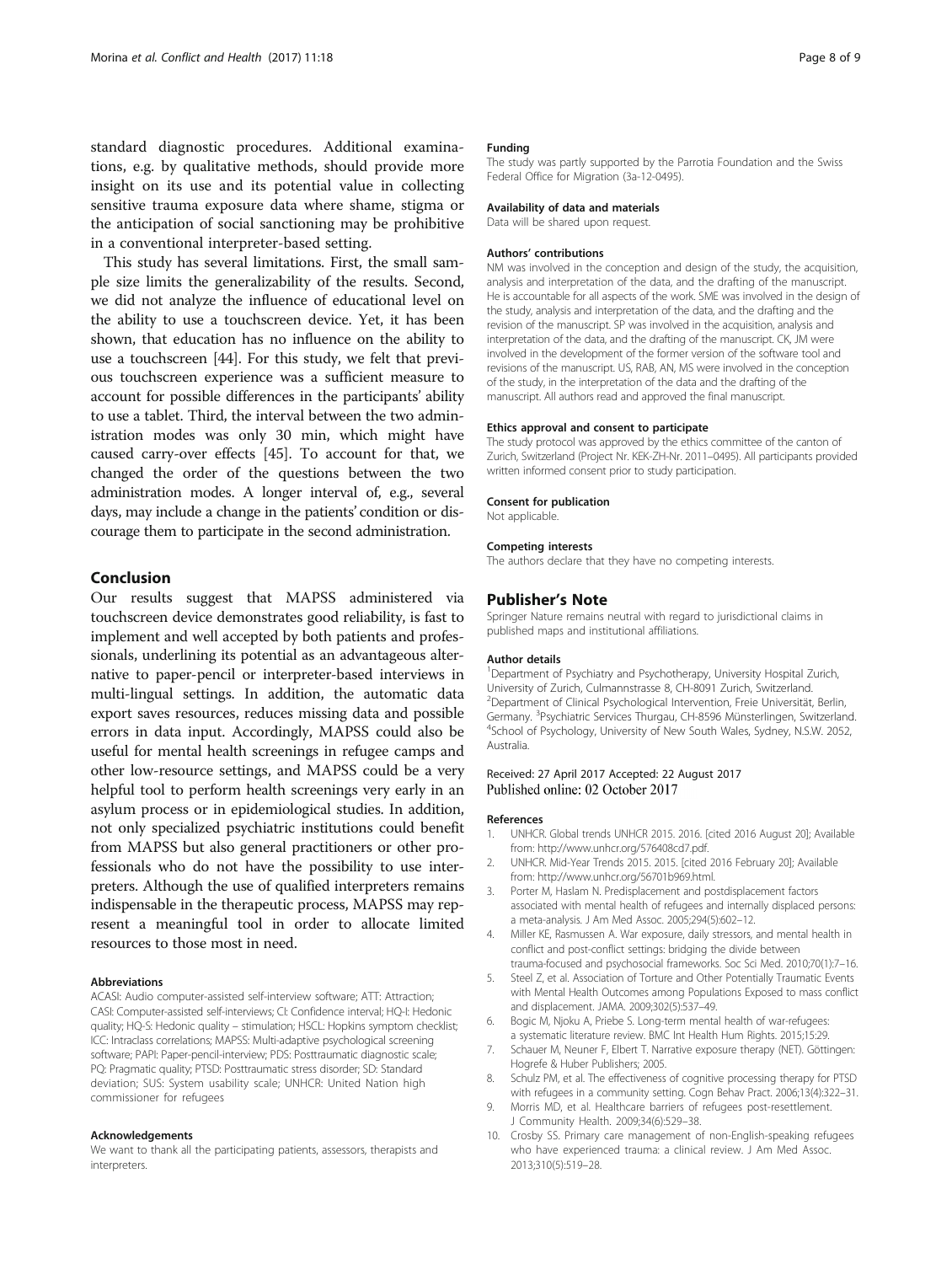standard diagnostic procedures. Additional examinations, e.g. by qualitative methods, should provide more insight on its use and its potential value in collecting sensitive trauma exposure data where shame, stigma or the anticipation of social sanctioning may be prohibitive in a conventional interpreter-based setting.

This study has several limitations. First, the small sample size limits the generalizability of the results. Second, we did not analyze the influence of educational level on the ability to use a touchscreen device. Yet, it has been shown, that education has no influence on the ability to use a touchscreen [44]. For this study, we felt that previous touchscreen experience was a sufficient measure to account for possible differences in the participants' ability to use a tablet. Third, the interval between the two administration modes was only 30 min, which might have caused carry-over effects [45]. To account for that, we changed the order of the questions between the two administration modes. A longer interval of, e.g., several days, may include a change in the patients' condition or discourage them to participate in the second administration.

## Conclusion

Our results suggest that MAPSS administered via touchscreen device demonstrates good reliability, is fast to implement and well accepted by both patients and professionals, underlining its potential as an advantageous alternative to paper-pencil or interpreter-based interviews in multi-lingual settings. In addition, the automatic data export saves resources, reduces missing data and possible errors in data input. Accordingly, MAPSS could also be useful for mental health screenings in refugee camps and other low-resource settings, and MAPSS could be a very helpful tool to perform health screenings very early in an asylum process or in epidemiological studies. In addition, not only specialized psychiatric institutions could benefit from MAPSS but also general practitioners or other professionals who do not have the possibility to use interpreters. Although the use of qualified interpreters remains indispensable in the therapeutic process, MAPSS may represent a meaningful tool in order to allocate limited resources to those most in need.

#### Abbreviations

ACASI: Audio computer-assisted self-interview software; ATT: Attraction; CASI: Computer-assisted self-interviews; CI: Confidence interval; HQ-I: Hedonic quality; HQ-S: Hedonic quality – stimulation; HSCL: Hopkins symptom checklist; ICC: Intraclass correlations; MAPSS: Multi-adaptive psychological screening software; PAPI: Paper-pencil-interview; PDS: Posttraumatic diagnostic scale; PQ: Pragmatic quality; PTSD: Posttraumatic stress disorder; SD: Standard deviation; SUS: System usability scale; UNHCR: United Nation high commissioner for refugees

#### Acknowledgements

We want to thank all the participating patients, assessors, therapists and interpreters.

#### Funding

The study was partly supported by the Parrotia Foundation and the Swiss Federal Office for Migration (3a-12-0495).

#### Availability of data and materials

Data will be shared upon request.

#### Authors' contributions

NM was involved in the conception and design of the study, the acquisition, analysis and interpretation of the data, and the drafting of the manuscript. He is accountable for all aspects of the work. SME was involved in the design of the study, analysis and interpretation of the data, and the drafting and the revision of the manuscript. SP was involved in the acquisition, analysis and interpretation of the data, and the drafting of the manuscript. CK, JM were involved in the development of the former version of the software tool and revisions of the manuscript. US, RAB, AN, MS were involved in the conception of the study, in the interpretation of the data and the drafting of the manuscript. All authors read and approved the final manuscript.

#### Ethics approval and consent to participate

The study protocol was approved by the ethics committee of the canton of Zurich, Switzerland (Project Nr. KEK-ZH-Nr. 2011–0495). All participants provided written informed consent prior to study participation.

#### Consent for publication

Not applicable.

#### Competing interests

The authors declare that they have no competing interests.

## Publisher's Note

Springer Nature remains neutral with regard to jurisdictional claims in published maps and institutional affiliations.

#### Author details

[1]Department of Psychiatry and Psychotherapy, University Hospital Zurich, University of Zurich, Culmannstrasse 8, CH-8091 Zurich, Switzerland. [2]Department of Clinical Psychological Intervention, Freie Universität, Berlin, Germany. [3]Psychiatric Services Thurgau, CH-8596 Münsterlingen, Switzerland. [4]School of Psychology, University of New South Wales, Sydney, N.S.W. 2052, Australia.

Received: 27 April 2017 Accepted: 22 August 2017
Published online: 02 October 2017

#### References

1. UNHCR. Global trends UNHCR 2015. 2016. [cited 2016 August 20]; Available from: http://www.unhcr.org/576408cd7.pdf.
2. UNHCR. Mid-Year Trends 2015. 2015. [cited 2016 February 20]; Available from: http://www.unhcr.org/56701b969.html.
3. Porter M, Haslam N. Predisplacement and postdisplacement factors associated with mental health of refugees and internally displaced persons: a meta-analysis. J Am Med Assoc. 2005;294(5):602–12.
4. Miller KE, Rasmussen A. War exposure, daily stressors, and mental health in conflict and post-conflict settings: bridging the divide between trauma-focused and psychosocial frameworks. Soc Sci Med. 2010;70(1):7–16.
5. Steel Z, et al. Association of Torture and Other Potentially Traumatic Events with Mental Health Outcomes among Populations Exposed to mass conflict and displacement. JAMA. 2009;302(5):537–49.
6. Bogic M, Njoku A, Priebe S. Long-term mental health of war-refugees: a systematic literature review. BMC Int Health Hum Rights. 2015;15:29.
7. Schauer M, Neuner F, Elbert T. Narrative exposure therapy (NET). Göttingen: Hogrefe & Huber Publishers; 2005.
8. Schulz PM, et al. The effectiveness of cognitive processing therapy for PTSD with refugees in a community setting. Cogn Behav Pract. 2006;13(4):322–31.
9. Morris MD, et al. Healthcare barriers of refugees post-resettlement. J Community Health. 2009;34(6):529–38.
10. Crosby SS. Primary care management of non-English-speaking refugees who have experienced trauma: a clinical review. J Am Med Assoc. 2013;310(5):519–28.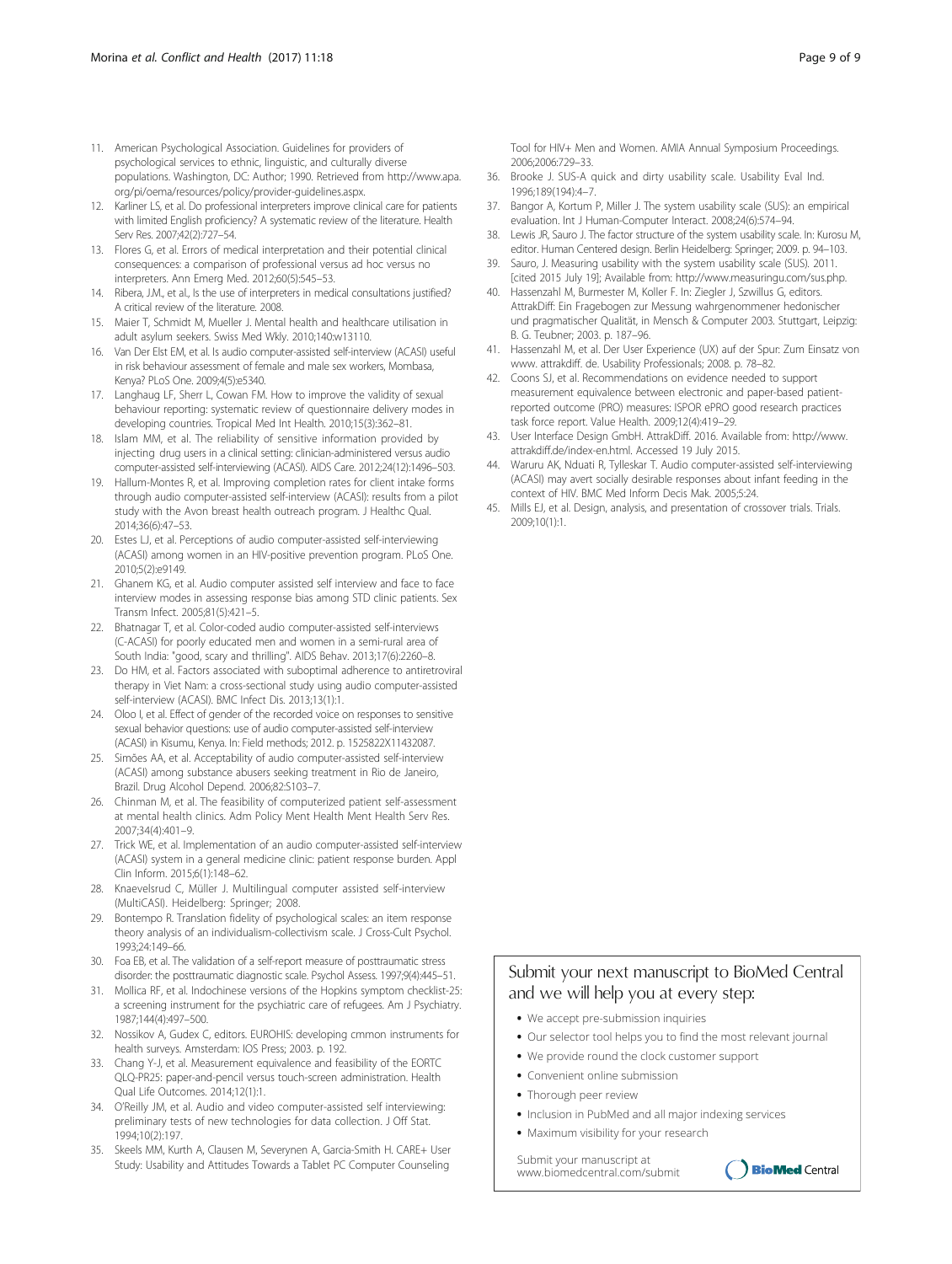11. American Psychological Association. Guidelines for providers of psychological services to ethnic, linguistic, and culturally diverse populations. Washington, DC: Author; 1990. Retrieved from http://www.apa.org/pi/oema/resources/policy/provider-guidelines.aspx.
12. Karliner LS, et al. Do professional interpreters improve clinical care for patients with limited English proficiency? A systematic review of the literature. Health Serv Res. 2007;42(2):727–54.
13. Flores G, et al. Errors of medical interpretation and their potential clinical consequences: a comparison of professional versus ad hoc versus no interpreters. Ann Emerg Med. 2012;60(5):545–53.
14. Ribera, J.M., et al., Is the use of interpreters in medical consultations justified? A critical review of the literature. 2008.
15. Maier T, Schmidt M, Mueller J. Mental health and healthcare utilisation in adult asylum seekers. Swiss Med Wkly. 2010;140:w13110.
16. Van Der Elst EM, et al. Is audio computer-assisted self-interview (ACASI) useful in risk behaviour assessment of female and male sex workers, Mombasa, Kenya? PLoS One. 2009;4(5):e5340.
17. Langhaug LF, Sherr L, Cowan FM. How to improve the validity of sexual behaviour reporting: systematic review of questionnaire delivery modes in developing countries. Tropical Med Int Health. 2010;15(3):362–81.
18. Islam MM, et al. The reliability of sensitive information provided by injecting drug users in a clinical setting: clinician-administered versus audio computer-assisted self-interviewing (ACASI). AIDS Care. 2012;24(12):1496–503.
19. Hallum-Montes R, et al. Improving completion rates for client intake forms through audio computer-assisted self-interview (ACASI): results from a pilot study with the Avon breast health outreach program. J Healthc Qual. 2014;36(6):47–53.
20. Estes LJ, et al. Perceptions of audio computer-assisted self-interviewing (ACASI) among women in an HIV-positive prevention program. PLoS One. 2010;5(2):e9149.
21. Ghanem KG, et al. Audio computer assisted self interview and face to face interview modes in assessing response bias among STD clinic patients. Sex Transm Infect. 2005;81(5):421–5.
22. Bhatnagar T, et al. Color-coded audio computer-assisted self-interviews (C-ACASI) for poorly educated men and women in a semi-rural area of South India: "good, scary and thrilling". AIDS Behav. 2013;17(6):2260–8.
23. Do HM, et al. Factors associated with suboptimal adherence to antiretroviral therapy in Viet Nam: a cross-sectional study using audio computer-assisted self-interview (ACASI). BMC Infect Dis. 2013;13(1):1.
24. Oloo I, et al. Effect of gender of the recorded voice on responses to sensitive sexual behavior questions: use of audio computer-assisted self-interview (ACASI) in Kisumu, Kenya. In: Field methods; 2012. p. 1525822X11432087.
25. Simões AA, et al. Acceptability of audio computer-assisted self-interview (ACASI) among substance abusers seeking treatment in Rio de Janeiro, Brazil. Drug Alcohol Depend. 2006;82:S103–7.
26. Chinman M, et al. The feasibility of computerized patient self-assessment at mental health clinics. Adm Policy Ment Health Ment Health Serv Res. 2007;34(4):401–9.
27. Trick WE, et al. Implementation of an audio computer-assisted self-interview (ACASI) system in a general medicine clinic: patient response burden. Appl Clin Inform. 2015;6(1):148–62.
28. Knaevelsrud C, Müller J. Multilingual computer assisted self-interview (MultiCASI). Heidelberg: Springer; 2008.
29. Bontempo R. Translation fidelity of psychological scales: an item response theory analysis of an individualism-collectivism scale. J Cross-Cult Psychol. 1993;24:149–66.
30. Foa EB, et al. The validation of a self-report measure of posttraumatic stress disorder: the posttraumatic diagnostic scale. Psychol Assess. 1997;9(4):445–51.
31. Mollica RF, et al. Indochinese versions of the Hopkins symptom checklist-25: a screening instrument for the psychiatric care of refugees. Am J Psychiatry. 1987;144(4):497–500.
32. Nossikov A, Gudex C, editors. EUROHIS: developing cmmon instruments for health surveys. Amsterdam: IOS Press; 2003. p. 192.
33. Chang Y-J, et al. Measurement equivalence and feasibility of the EORTC QLQ-PR25: paper-and-pencil versus touch-screen administration. Health Qual Life Outcomes. 2014;12(1):1.
34. O'Reilly JM, et al. Audio and video computer-assisted self interviewing: preliminary tests of new technologies for data collection. J Off Stat. 1994;10(2):197.
35. Skeels MM, Kurth A, Clausen M, Severynen A, Garcia-Smith H. CARE+ User Study: Usability and Attitudes Towards a Tablet PC Computer Counseling Tool for HIV+ Men and Women. AMIA Annual Symposium Proceedings. 2006;2006:729–33.
36. Brooke J. SUS-A quick and dirty usability scale. Usability Eval Ind. 1996;189(194):4–7.
37. Bangor A, Kortum P, Miller J. The system usability scale (SUS): an empirical evaluation. Int J Human-Computer Interact. 2008;24(6):574–94.
38. Lewis JR, Sauro J. The factor structure of the system usability scale. In: Kurosu M, editor. Human Centered design. Berlin Heidelberg: Springer; 2009. p. 94–103.
39. Sauro, J. Measuring usability with the system usability scale (SUS). 2011. [cited 2015 July 19]; Available from: http://www.measuringu.com/sus.php.
40. Hassenzahl M, Burmester M, Koller F. In: Ziegler J, Szwillus G, editors. AttrakDiff: Ein Fragebogen zur Messung wahrgenommener hedonischer und pragmatischer Qualität, in Mensch & Computer 2003. Stuttgart, Leipzig: B. G. Teubner; 2003. p. 187–96.
41. Hassenzahl M, et al. Der User Experience (UX) auf der Spur: Zum Einsatz von www. attrakdiff. de. Usability Professionals; 2008. p. 78–82.
42. Coons SJ, et al. Recommendations on evidence needed to support measurement equivalence between electronic and paper-based patient-reported outcome (PRO) measures: ISPOR ePRO good research practices task force report. Value Health. 2009;12(4):419–29.
43. User Interface Design GmbH. AttrakDiff. 2016. Available from: http://www.attrakdiff.de/index-en.html. Accessed 19 July 2015.
44. Waruru AK, Nduati R, Tylleskar T. Audio computer-assisted self-interviewing (ACASI) may avert socially desirable responses about infant feeding in the context of HIV. BMC Med Inform Decis Mak. 2005;5:24.
45. Mills EJ, et al. Design, analysis, and presentation of crossover trials. Trials. 2009;10(1):1.

Submit your next manuscript to BioMed Central and we will help you at every step:

- We accept pre-submission inquiries
- Our selector tool helps you to find the most relevant journal
- We provide round the clock customer support
- Convenient online submission
- Thorough peer review
- Inclusion in PubMed and all major indexing services
- Maximum visibility for your research

Submit your manuscript at www.biomedcentral.com/submit

BioMed Central